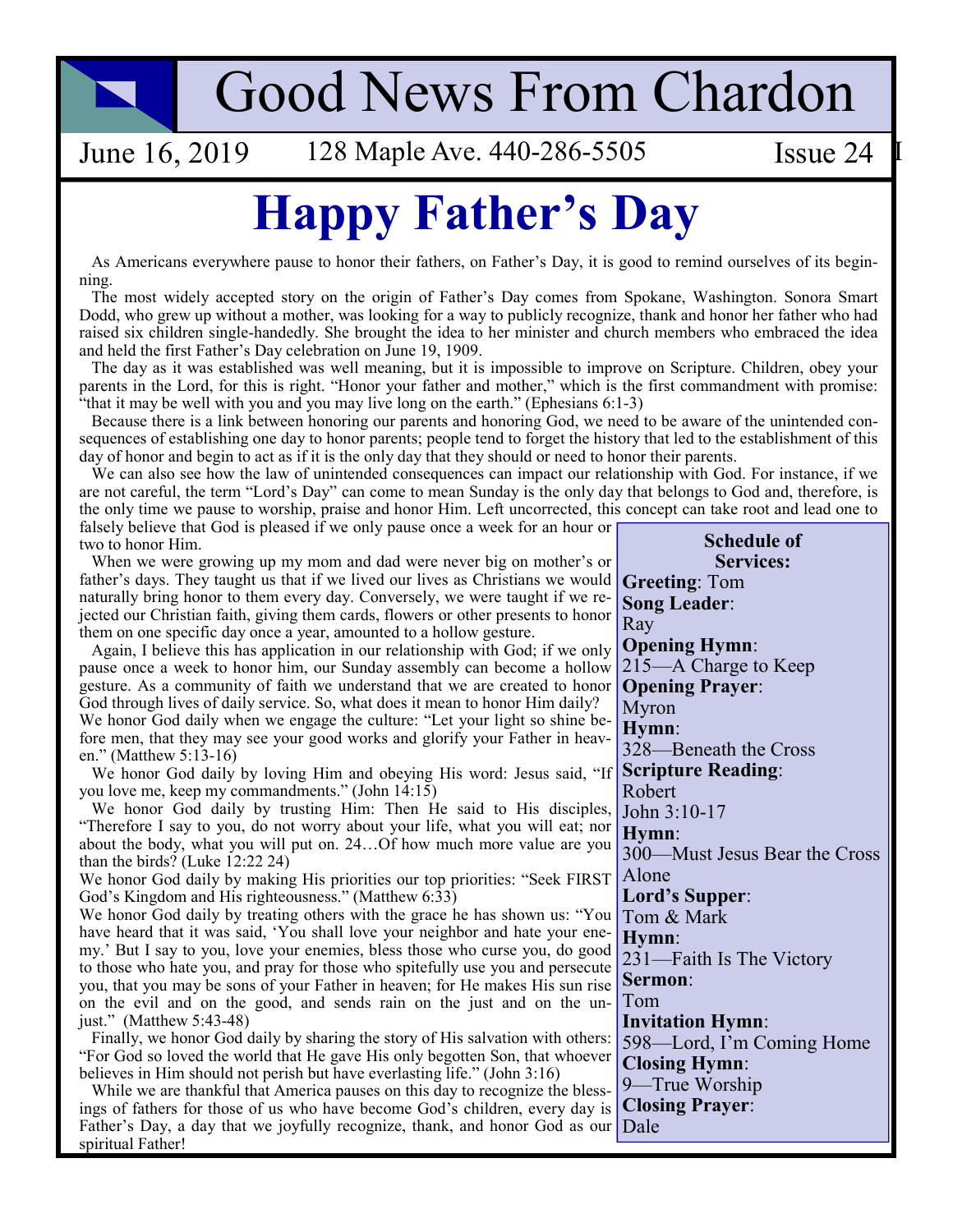# Good News From Chardon

June 16, 2019 128 Maple Ave. 440-286-5505 Issue 24

# Happy Father's Day

As Americans everywhere pause to honor their fathers, on Father's Day, it is good to remind ourselves of its beginning.

The most widely accepted story on the origin of Father's Day comes from Spokane, Washington. Sonora Smart Dodd, who grew up without a mother, was looking for a way to publicly recognize, thank and honor her father who had raised six children single-handedly. She brought the idea to her minister and church members who embraced the idea and held the first Father's Day celebration on June 19, 1909.

The day as it was established was well meaning, but it is impossible to improve on Scripture. Children, obey your parents in the Lord, for this is right. "Honor your father and mother," which is the first commandment with promise: "that it may be well with you and you may live long on the earth." (Ephesians 6:1-3)

Because there is a link between honoring our parents and honoring God, we need to be aware of the unintended consequences of establishing one day to honor parents; people tend to forget the history that led to the establishment of this day of honor and begin to act as if it is the only day that they should or need to honor their parents.

We can also see how the law of unintended consequences can impact our relationship with God. For instance, if we are not careful, the term "Lord's Day" can come to mean Sunday is the only day that belongs to God and, therefore, is the only time we pause to worship, praise and honor Him. Left uncorrected, this concept can take root and lead one to falsely believe that God is pleased if we only pause once a week for an hour or two to honor Him.

When we were growing up my mom and dad were never big on mother's or father's days. They taught us that if we lived our lives as Christians we would naturally bring honor to them every day. Conversely, we were taught if we rejected our Christian faith, giving them cards, flowers or other presents to honor them on one specific day once a year, amounted to a hollow gesture.

Again, I believe this has application in our relationship with God; if we only pause once a week to honor him, our Sunday assembly can become a hollow gesture. As a community of faith we understand that we are created to honor God through lives of daily service. So, what does it mean to honor Him daily?

We honor God daily when we engage the culture: "Let your light so shine before men, that they may see your good works and glorify your Father in heaven." (Matthew 5:13-16)

We honor God daily by loving Him and obeying His word: Jesus said, "If you love me, keep my commandments." (John 14:15)

We honor God daily by trusting Him: Then He said to His disciples, "Therefore I say to you, do not worry about your life, what you will eat; nor about the body, what you will put on. 24…Of how much more value are you than the birds? (Luke 12:22 24)

We honor God daily by making His priorities our top priorities: "Seek FIRST God's Kingdom and His righteousness." (Matthew 6:33)

We honor God daily by treating others with the grace he has shown us: "You have heard that it was said, 'You shall love your neighbor and hate your enemy.' But I say to you, love your enemies, bless those who curse you, do good to those who hate you, and pray for those who spitefully use you and persecute you, that you may be sons of your Father in heaven; for He makes His sun rise on the evil and on the good, and sends rain on the just and on the unjust." (Matthew 5:43-48)

Finally, we honor God daily by sharing the story of His salvation with others: "For God so loved the world that He gave His only begotten Son, that whoever believes in Him should not perish but have everlasting life." (John 3:16)

While we are thankful that America pauses on this day to recognize the blessings of fathers for those of us who have become God's children, every day is Father's Day, a day that we joyfully recognize, thank, and honor God as our spiritual Father!

**Schedule of Services:**

**Greeting**: Tom

**Song Leader**: Ray

**Opening Hymn**: 215—A Charge to Keep

**Opening Prayer**: Myron

**Hymn**: 328—Beneath the Cross

**Scripture Reading**: Robert John 3:10-17

**Hymn**: 300—Must Jesus Bear the Cross Alone

**Lord's Supper**: Tom & Mark

**Hymn**: 231—Faith Is The Victory

**Sermon**: Tom

**Invitation Hymn**: 598—Lord, I'm Coming Home

**Closing Hymn**: 9—True Worship

**Closing Prayer**: Dale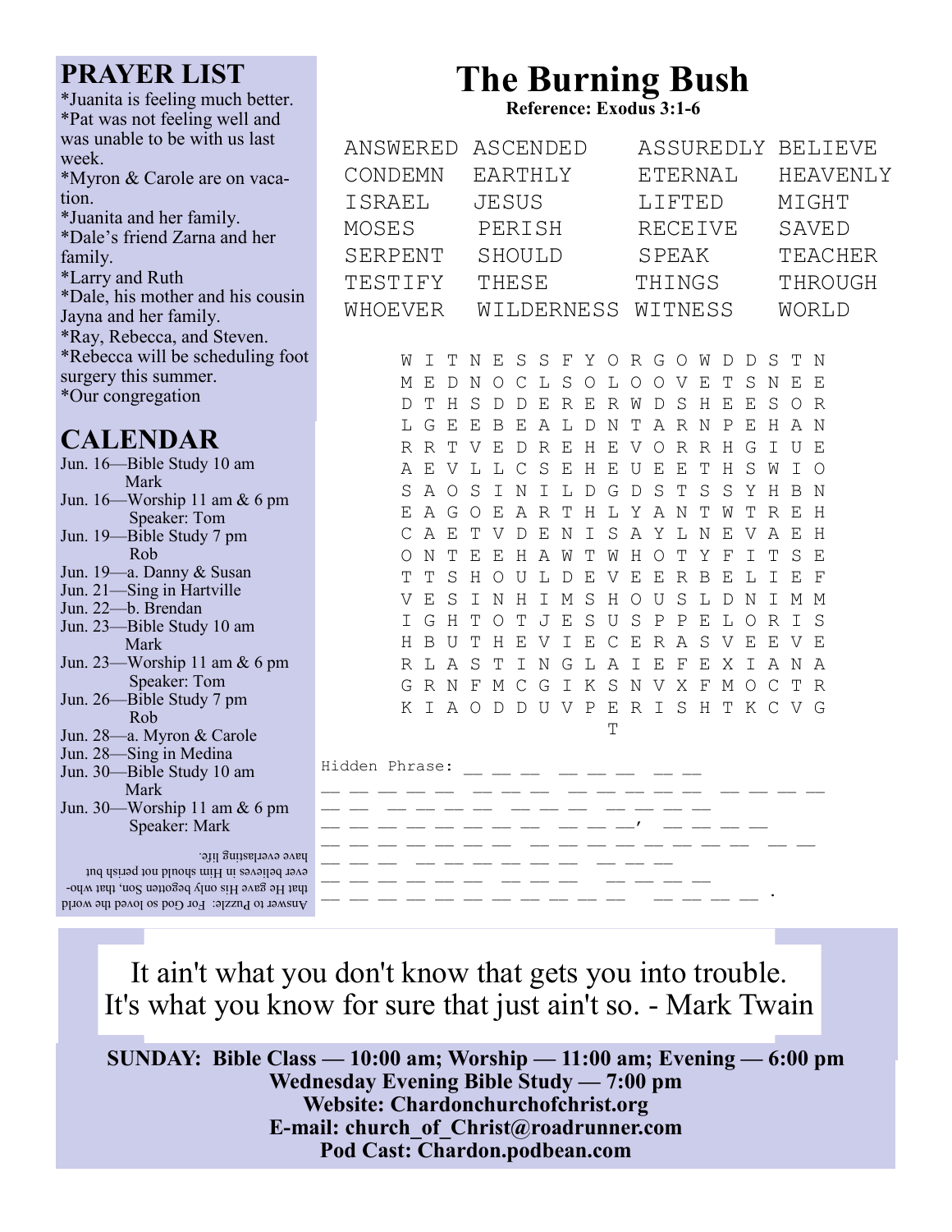## PRAYER LIST

*Juanita is feeling much better.
*Pat was not feeling well and was unable to be with us last week.
*Myron & Carole are on vacation.
*Juanita and her family.
*Dale's friend Zarna and her family.
*Larry and Ruth
*Dale, his mother and his cousin Jayna and her family.
*Ray, Rebecca, and Steven.
*Rebecca will be scheduling foot surgery this summer.
*Our congregation

## CALENDAR

Jun. 16—Bible Study 10 am
Mark
Jun. 16—Worship 11 am & 6 pm
Speaker: Tom
Jun. 19—Bible Study 7 pm
Rob
Jun. 19—a. Danny & Susan
Jun. 21—Sing in Hartville
Jun. 22—b. Brendan
Jun. 23—Bible Study 10 am
Mark
Jun. 23—Worship 11 am & 6 pm
Speaker: Tom
Jun. 26—Bible Study 7 pm
Rob
Jun. 28—a. Myron & Carole
Jun. 28—Sing in Medina
Jun. 30—Bible Study 10 am
Mark
Jun. 30—Worship 11 am & 6 pm
Speaker: Mark

Answer to Puzzle: For God so loved the world that He gave His only begotten Son, that whoever believes in Him should not perish but have everlasting life.

# The Burning Bush

**Reference: Exodus 3:1-6**

| | | | |
|---|---|---|---|
| ANSWERED | ASCENDED | ASSUREDLY | BELIEVE |
| CONDEMN | EARTHLY | ETERNAL | HEAVENLY |
| ISRAEL | JESUS | LIFTED | MIGHT |
| MOSES | PERISH | RECEIVE | SAVED |
| SERPENT | SHOULD | SPEAK | TEACHER |
| TESTIFY | THESE | THINGS | THROUGH |
| WHOEVER | WILDERNESS | WITNESS | WORLD |

```
W I T N E S S F Y O R G O W D D S T N
M E D N O C L S O L O O V E T S N E E
D T H S D D E R E R W D S H E E S O R
L G E E B E A L D N T A R N P E H A N
R R T V E D R E H E V O R R H G I U E
A E V L L C S E H E U E E T H S W I O
S A O S I N I L D G D S T S S Y H B N
E A G O E A R T H L Y A N T W T R E H
C A E T V D E N I S A Y L N E V A E H
O N T E E H A W T W H O T Y F I T S E
T T S H O U L D E V E E R B E L I E F
V E S I N H I M S H O U S L D N I M M
I G H T O T J E S U S P P E L O R I S
H B U T H E V I E C E R A S V E E V E
R L A S T I N G L A I E F E X I A N A
G R N F M C G I K S N V X F M O C T R
K I A O D D U V P E R I S H T K C V G
              T
```

Hidden Phrase: \_\_ \_\_ \_\_ \_\_ \_\_ \_\_ \_\_ \_\_
\_\_ \_\_ \_\_ \_\_ \_\_ \_\_ \_\_ \_\_ \_\_ \_\_ \_\_ \_\_ \_\_ \_\_ \_\_ \_\_ \_\_ \_\_
\_\_ \_\_ \_\_ \_\_ \_\_ \_\_ \_\_ \_\_ \_\_ \_\_ \_\_ \_\_ \_\_
\_\_ \_\_ \_\_ \_\_ \_\_ \_\_ \_\_ \_\_ \_\_ \_\_ \_\_ \_\_ \_\_' \_\_ \_\_ \_\_ \_\_
\_\_ \_\_ \_\_ \_\_ \_\_ \_\_ \_\_ \_\_ \_\_ \_\_ \_\_ \_\_ \_\_ \_\_ \_\_ \_\_ \_\_ \_\_ \_\_
\_\_ \_\_ \_\_ \_\_ \_\_ \_\_ \_\_ \_\_ \_\_ \_\_ \_\_ \_\_ \_\_ \_\_
\_\_ \_\_ \_\_ \_\_ \_\_ \_\_ \_\_ \_\_ \_\_ \_\_ \_\_ \_\_ \_\_
\_\_ \_\_ \_\_ \_\_ \_\_ \_\_ \_\_ \_\_ \_\_ \_\_ \_\_ \_\_ \_\_ \_\_ \_\_ \_\_ .

It ain't what you don't know that gets you into trouble. It's what you know for sure that just ain't so. - Mark Twain

**SUNDAY: Bible Class — 10:00 am; Worship — 11:00 am; Evening — 6:00 pm**
**Wednesday Evening Bible Study — 7:00 pm**
**Website: Chardonchurchofchrist.org**
**E-mail: church_of_Christ@roadrunner.com**
**Pod Cast: Chardon.podbean.com**